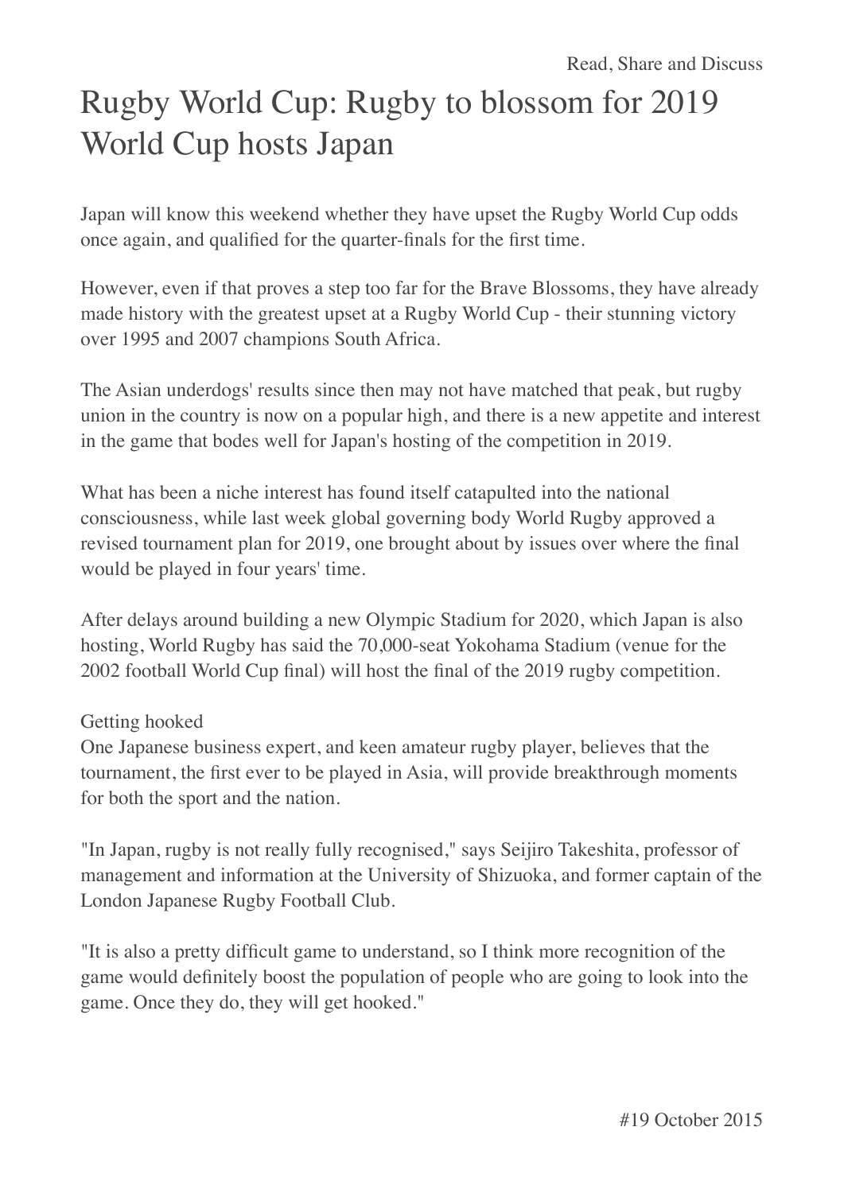# Rugby World Cup: Rugby to blossom for 2019 World Cup hosts Japan

Japan will know this weekend whether they have upset the Rugby World Cup odds once again, and qualified for the quarter-finals for the first time.

However, even if that proves a step too far for the Brave Blossoms, they have already made history with the greatest upset at a Rugby World Cup - their stunning victory over 1995 and 2007 champions South Africa.

The Asian underdogs' results since then may not have matched that peak, but rugby union in the country is now on a popular high, and there is a new appetite and interest in the game that bodes well for Japan's hosting of the competition in 2019.

What has been a niche interest has found itself catapulted into the national consciousness, while last week global governing body World Rugby approved a revised tournament plan for 2019, one brought about by issues over where the final would be played in four years' time.

After delays around building a new Olympic Stadium for 2020, which Japan is also hosting, World Rugby has said the 70,000-seat Yokohama Stadium (venue for the 2002 football World Cup final) will host the final of the 2019 rugby competition.

## Getting hooked

One Japanese business expert, and keen amateur rugby player, believes that the tournament, the first ever to be played in Asia, will provide breakthrough moments for both the sport and the nation.

"In Japan, rugby is not really fully recognised," says Seijiro Takeshita, professor of management and information at the University of Shizuoka, and former captain of the London Japanese Rugby Football Club.

"It is also a pretty difficult game to understand, so I think more recognition of the game would definitely boost the population of people who are going to look into the game. Once they do, they will get hooked."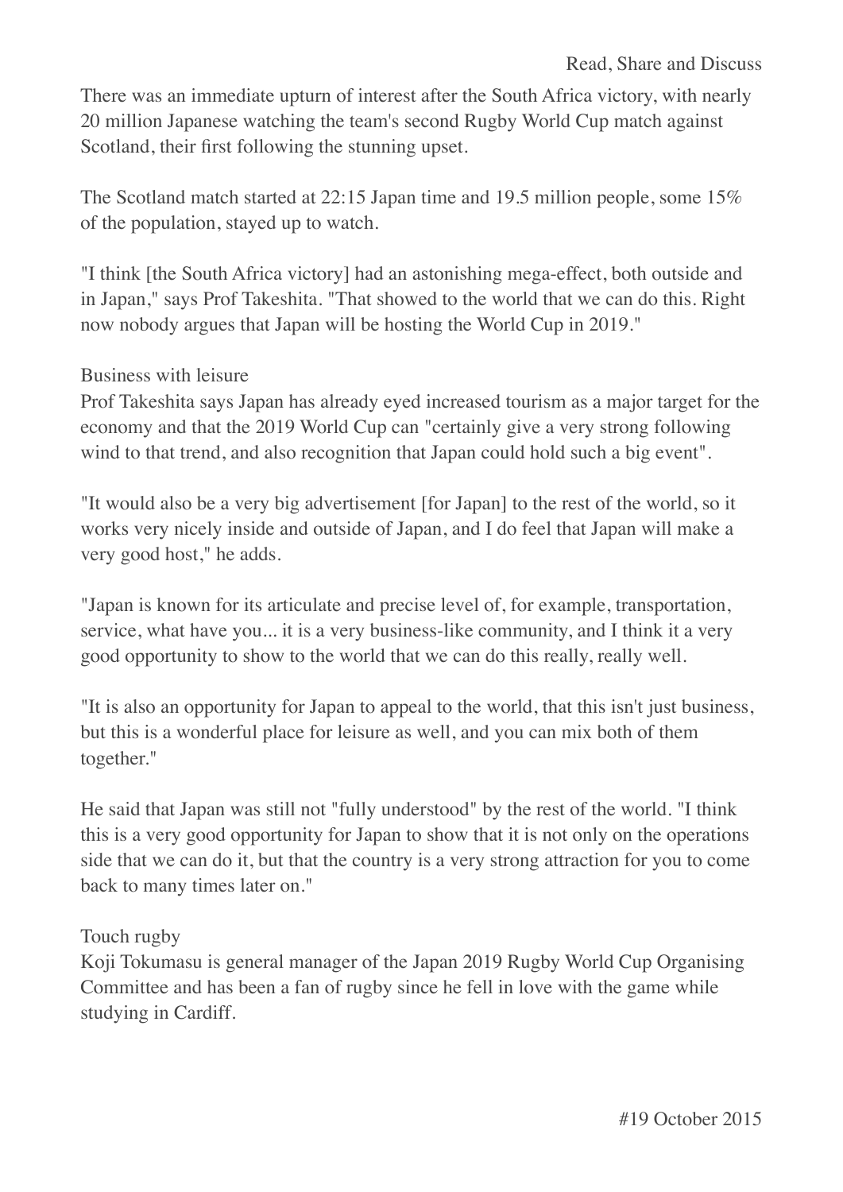There was an immediate upturn of interest after the South Africa victory, with nearly 20 million Japanese watching the team's second Rugby World Cup match against Scotland, their first following the stunning upset.

The Scotland match started at 22:15 Japan time and 19.5 million people, some 15% of the population, stayed up to watch.

"I think [the South Africa victory] had an astonishing mega-effect, both outside and in Japan," says Prof Takeshita. "That showed to the world that we can do this. Right now nobody argues that Japan will be hosting the World Cup in 2019."

## Business with leisure

Prof Takeshita says Japan has already eyed increased tourism as a major target for the economy and that the 2019 World Cup can "certainly give a very strong following wind to that trend, and also recognition that Japan could hold such a big event".

"It would also be a very big advertisement [for Japan] to the rest of the world, so it works very nicely inside and outside of Japan, and I do feel that Japan will make a very good host," he adds.

"Japan is known for its articulate and precise level of, for example, transportation, service, what have you... it is a very business-like community, and I think it a very good opportunity to show to the world that we can do this really, really well.

"It is also an opportunity for Japan to appeal to the world, that this isn't just business, but this is a wonderful place for leisure as well, and you can mix both of them together."

He said that Japan was still not "fully understood" by the rest of the world. "I think this is a very good opportunity for Japan to show that it is not only on the operations side that we can do it, but that the country is a very strong attraction for you to come back to many times later on."

## Touch rugby

Koji Tokumasu is general manager of the Japan 2019 Rugby World Cup Organising Committee and has been a fan of rugby since he fell in love with the game while studying in Cardiff.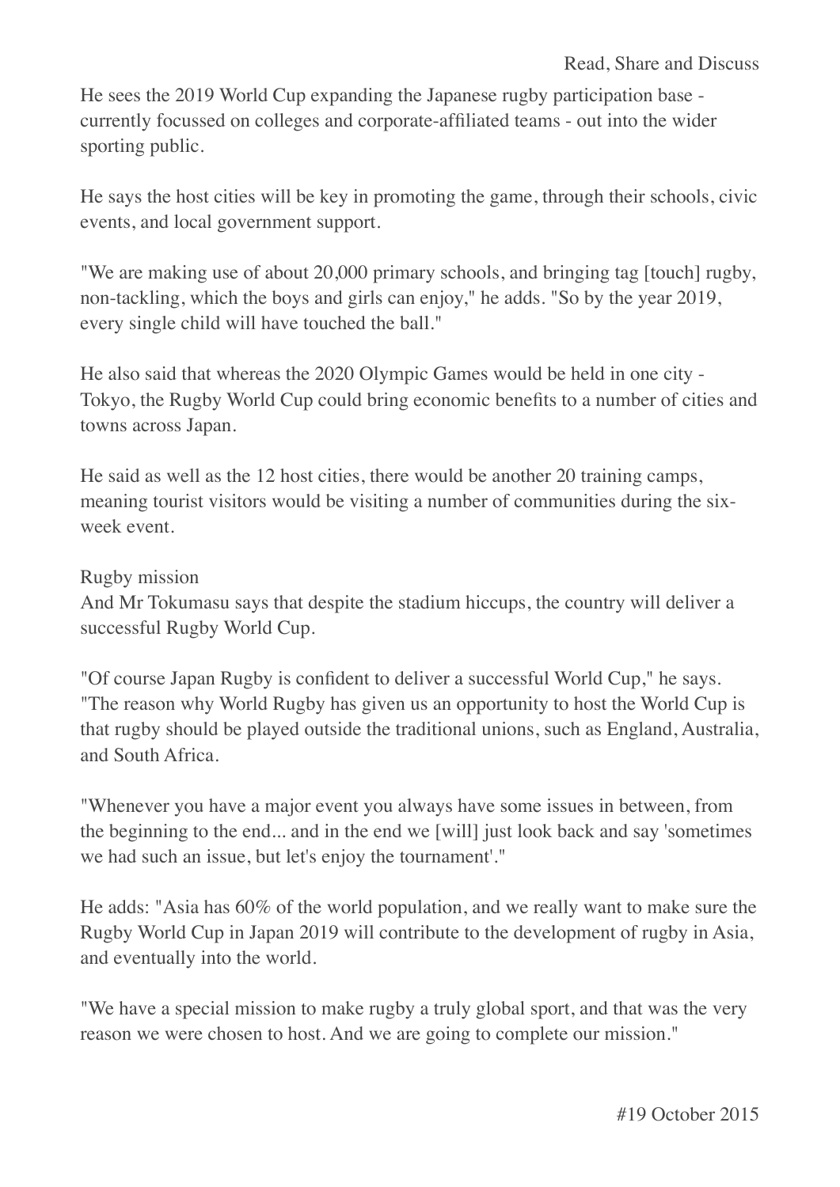He sees the 2019 World Cup expanding the Japanese rugby participation base - currently focussed on colleges and corporate-affiliated teams - out into the wider sporting public.

He says the host cities will be key in promoting the game, through their schools, civic events, and local government support.

"We are making use of about 20,000 primary schools, and bringing tag [touch] rugby, non-tackling, which the boys and girls can enjoy," he adds. "So by the year 2019, every single child will have touched the ball."

He also said that whereas the 2020 Olympic Games would be held in one city - Tokyo, the Rugby World Cup could bring economic benefits to a number of cities and towns across Japan.

He said as well as the 12 host cities, there would be another 20 training camps, meaning tourist visitors would be visiting a number of communities during the six-week event.

## Rugby mission

And Mr Tokumasu says that despite the stadium hiccups, the country will deliver a successful Rugby World Cup.

"Of course Japan Rugby is confident to deliver a successful World Cup," he says. "The reason why World Rugby has given us an opportunity to host the World Cup is that rugby should be played outside the traditional unions, such as England, Australia, and South Africa.

"Whenever you have a major event you always have some issues in between, from the beginning to the end... and in the end we [will] just look back and say 'sometimes we had such an issue, but let's enjoy the tournament'."

He adds: "Asia has 60% of the world population, and we really want to make sure the Rugby World Cup in Japan 2019 will contribute to the development of rugby in Asia, and eventually into the world.

"We have a special mission to make rugby a truly global sport, and that was the very reason we were chosen to host. And we are going to complete our mission."